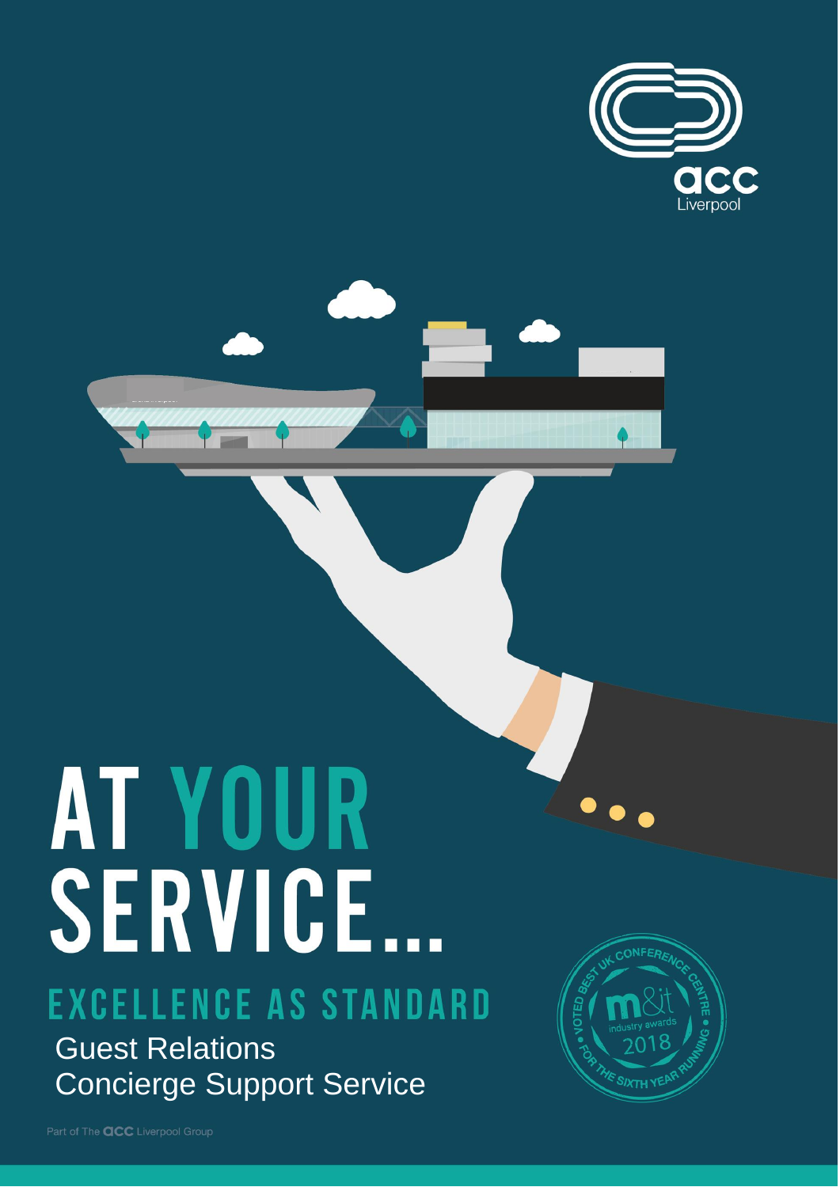acc Liverpool

# AT YOUR SERVICE...

## EXCELLENCE AS STANDARD

Guest Relations
Concierge Support Service

VOTED BEST UK CONFERENCE CENTRE FOR THE SIXTH YEAR RUNNING • m&it industry awards 2018

Part of The acc Liverpool Group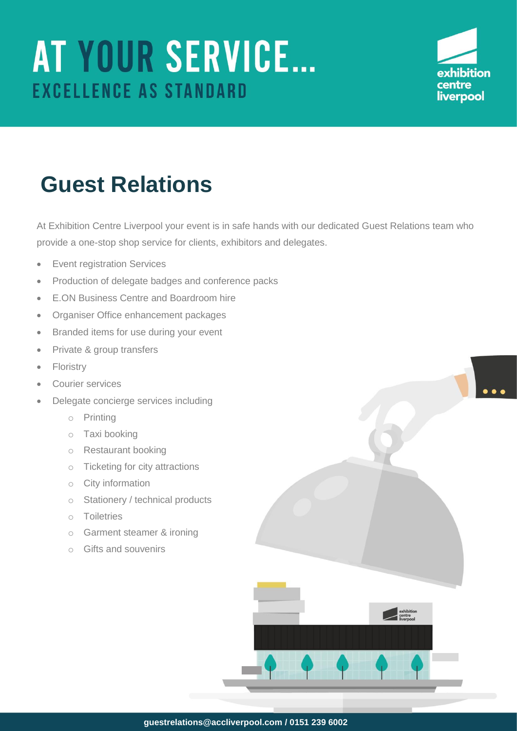# AT YOUR SERVICE...

## EXCELLENCE AS STANDARD

## Guest Relations

At Exhibition Centre Liverpool your event is in safe hands with our dedicated Guest Relations team who provide a one-stop shop service for clients, exhibitors and delegates.

- Event registration Services
- Production of delegate badges and conference packs
- E.ON Business Centre and Boardroom hire
- Organiser Office enhancement packages
- Branded items for use during your event
- Private & group transfers
- Floristry
- Courier services
- Delegate concierge services including
  - Printing
  - Taxi booking
  - Restaurant booking
  - Ticketing for city attractions
  - City information
  - Stationery / technical products
  - Toiletries
  - Garment steamer & ironing
  - Gifts and souvenirs

**guestrelations@accliverpool.com / 0151 239 6002**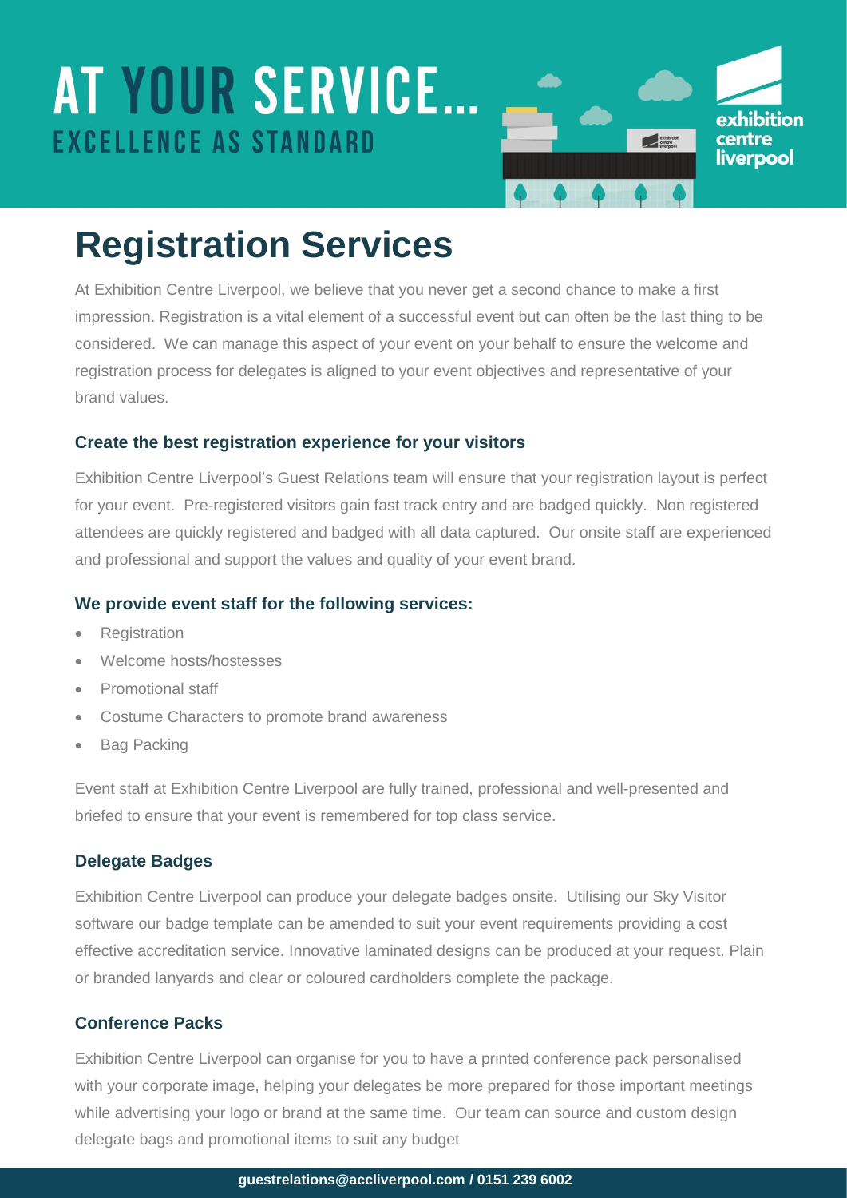# AT YOUR SERVICE...

EXCELLENCE AS STANDARD

exhibition centre liverpool

## Registration Services

At Exhibition Centre Liverpool, we believe that you never get a second chance to make a first impression. Registration is a vital element of a successful event but can often be the last thing to be considered. We can manage this aspect of your event on your behalf to ensure the welcome and registration process for delegates is aligned to your event objectives and representative of your brand values.

### Create the best registration experience for your visitors

Exhibition Centre Liverpool's Guest Relations team will ensure that your registration layout is perfect for your event. Pre-registered visitors gain fast track entry and are badged quickly. Non registered attendees are quickly registered and badged with all data captured. Our onsite staff are experienced and professional and support the values and quality of your event brand.

### We provide event staff for the following services:

- Registration
- Welcome hosts/hostesses
- Promotional staff
- Costume Characters to promote brand awareness
- Bag Packing

Event staff at Exhibition Centre Liverpool are fully trained, professional and well-presented and briefed to ensure that your event is remembered for top class service.

### Delegate Badges

Exhibition Centre Liverpool can produce your delegate badges onsite. Utilising our Sky Visitor software our badge template can be amended to suit your event requirements providing a cost effective accreditation service. Innovative laminated designs can be produced at your request. Plain or branded lanyards and clear or coloured cardholders complete the package.

### Conference Packs

Exhibition Centre Liverpool can organise for you to have a printed conference pack personalised with your corporate image, helping your delegates be more prepared for those important meetings while advertising your logo or brand at the same time. Our team can source and custom design delegate bags and promotional items to suit any budget

**guestrelations@accliverpool.com / 0151 239 6002**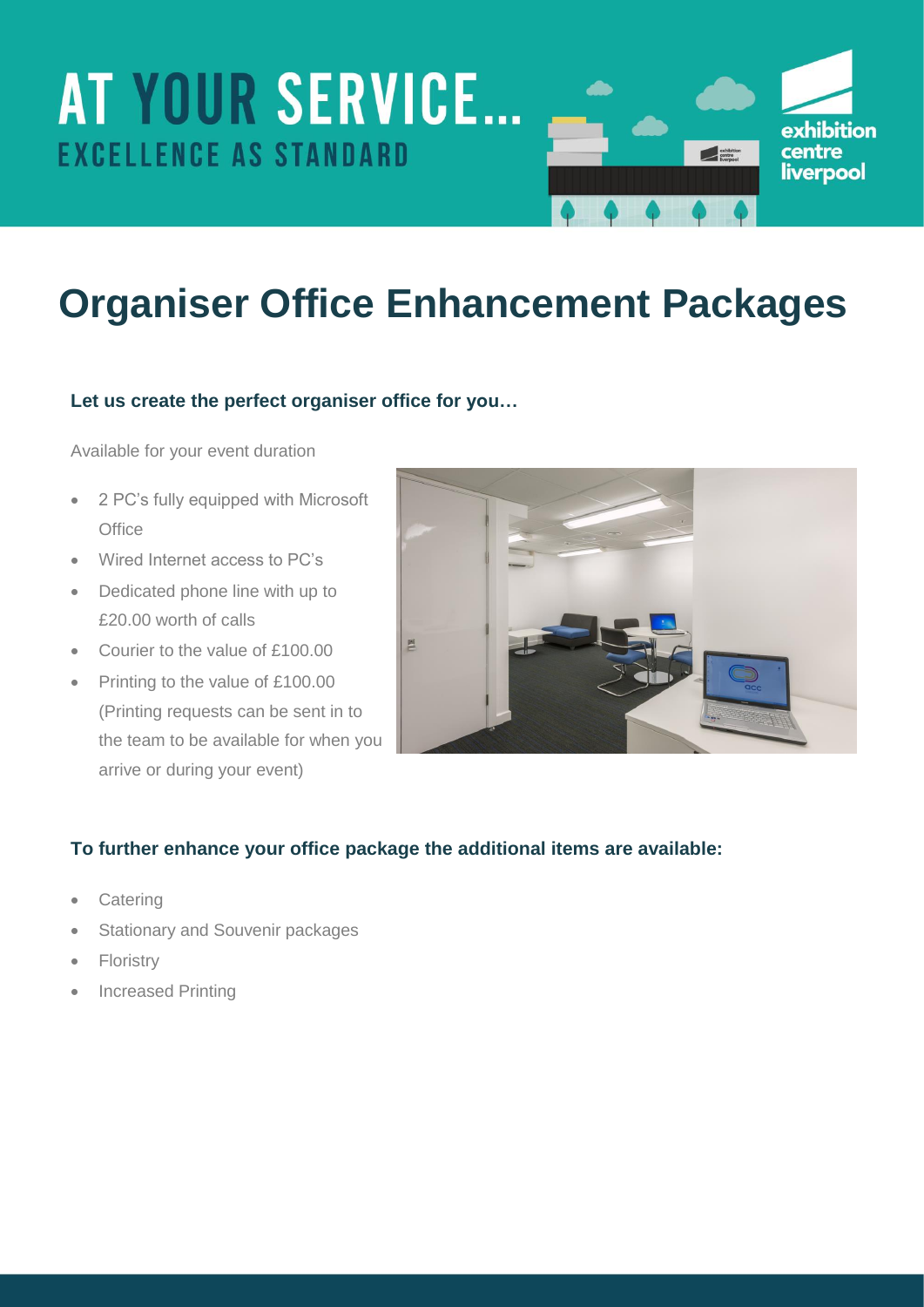# AT YOUR SERVICE...

## EXCELLENCE AS STANDARD

exhibition centre liverpool

# Organiser Office Enhancement Packages

**Let us create the perfect organiser office for you…**

Available for your event duration

- 2 PC's fully equipped with Microsoft Office
- Wired Internet access to PC's
- Dedicated phone line with up to £20.00 worth of calls
- Courier to the value of £100.00
- Printing to the value of £100.00 (Printing requests can be sent in to the team to be available for when you arrive or during your event)

**To further enhance your office package the additional items are available:**

- Catering
- Stationary and Souvenir packages
- Floristry
- Increased Printing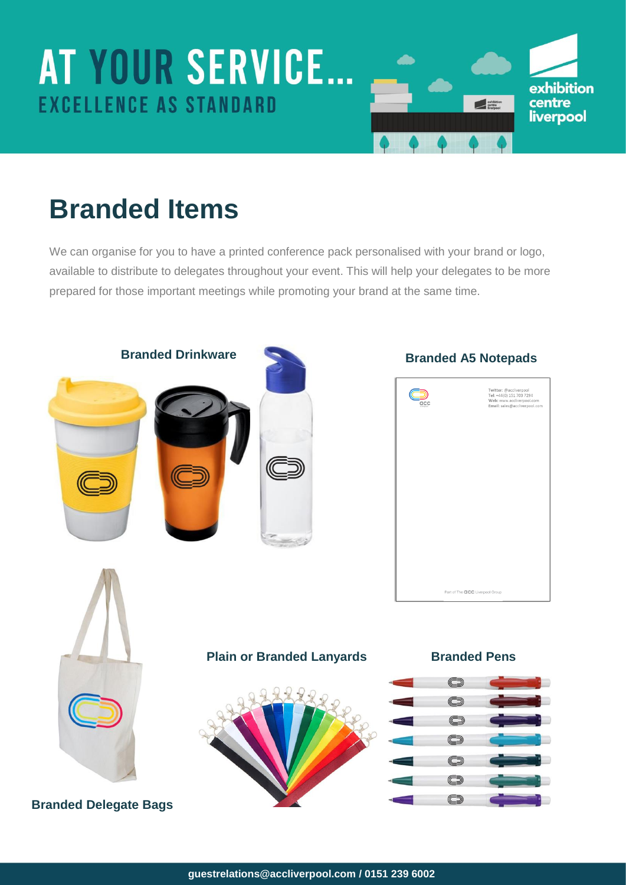# AT YOUR SERVICE...

EXCELLENCE AS STANDARD

## Branded Items

We can organise for you to have a printed conference pack personalised with your brand or logo, available to distribute to delegates throughout your event. This will help your delegates to be more prepared for those important meetings while promoting your brand at the same time.

**Branded Drinkware**

**Branded A5 Notepads**

**Branded Delegate Bags**

**Plain or Branded Lanyards**

**Branded Pens**

guestrelations@accliverpool.com / 0151 239 6002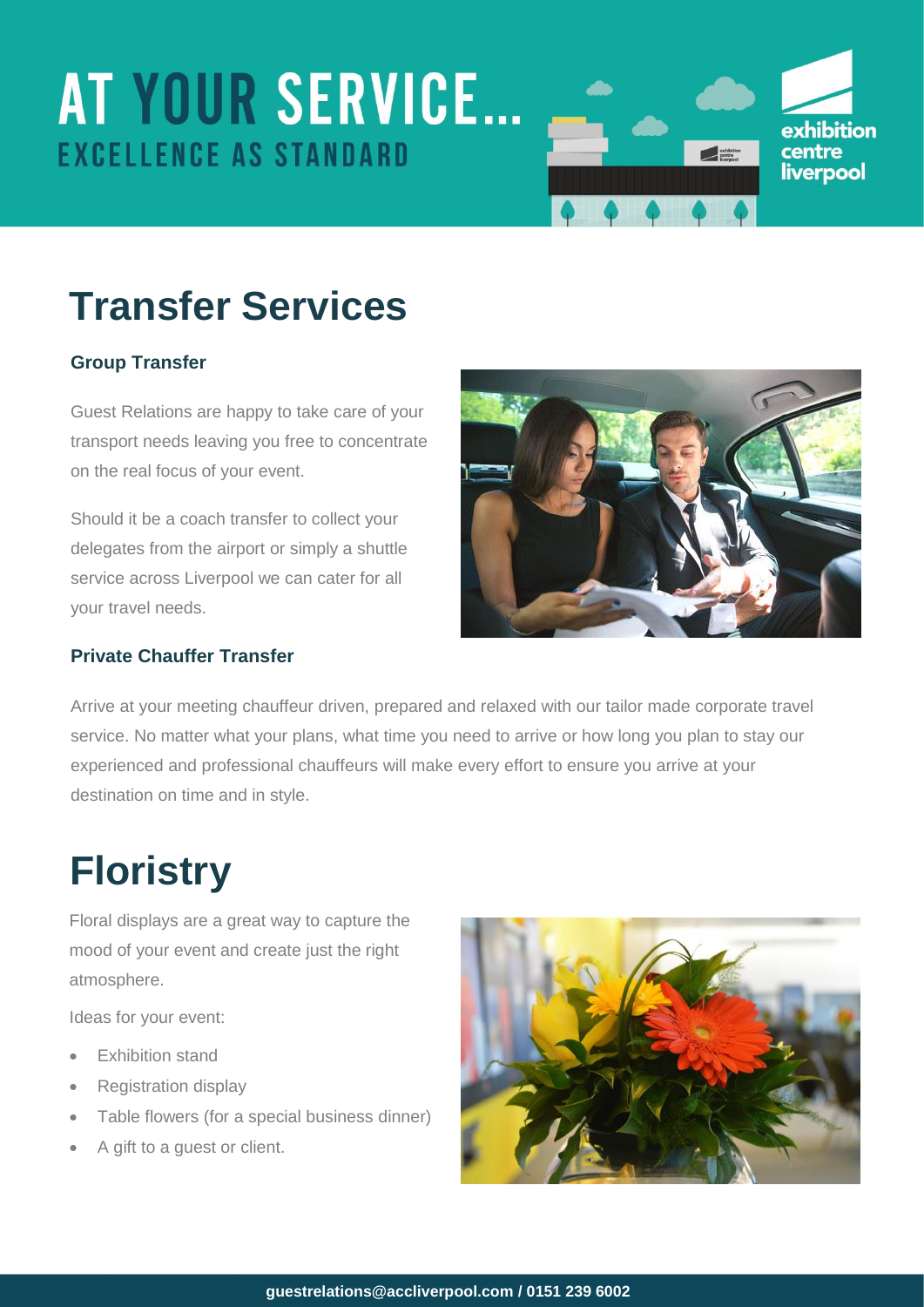# AT YOUR SERVICE...

EXCELLENCE AS STANDARD

## Transfer Services

### Group Transfer

Guest Relations are happy to take care of your transport needs leaving you free to concentrate on the real focus of your event.

Should it be a coach transfer to collect your delegates from the airport or simply a shuttle service across Liverpool we can cater for all your travel needs.

### Private Chauffer Transfer

Arrive at your meeting chauffeur driven, prepared and relaxed with our tailor made corporate travel service. No matter what your plans, what time you need to arrive or how long you plan to stay our experienced and professional chauffeurs will make every effort to ensure you arrive at your destination on time and in style.

## Floristry

Floral displays are a great way to capture the mood of your event and create just the right atmosphere.

Ideas for your event:

- Exhibition stand
- Registration display
- Table flowers (for a special business dinner)
- A gift to a guest or client.

**guestrelations@accliverpool.com / 0151 239 6002**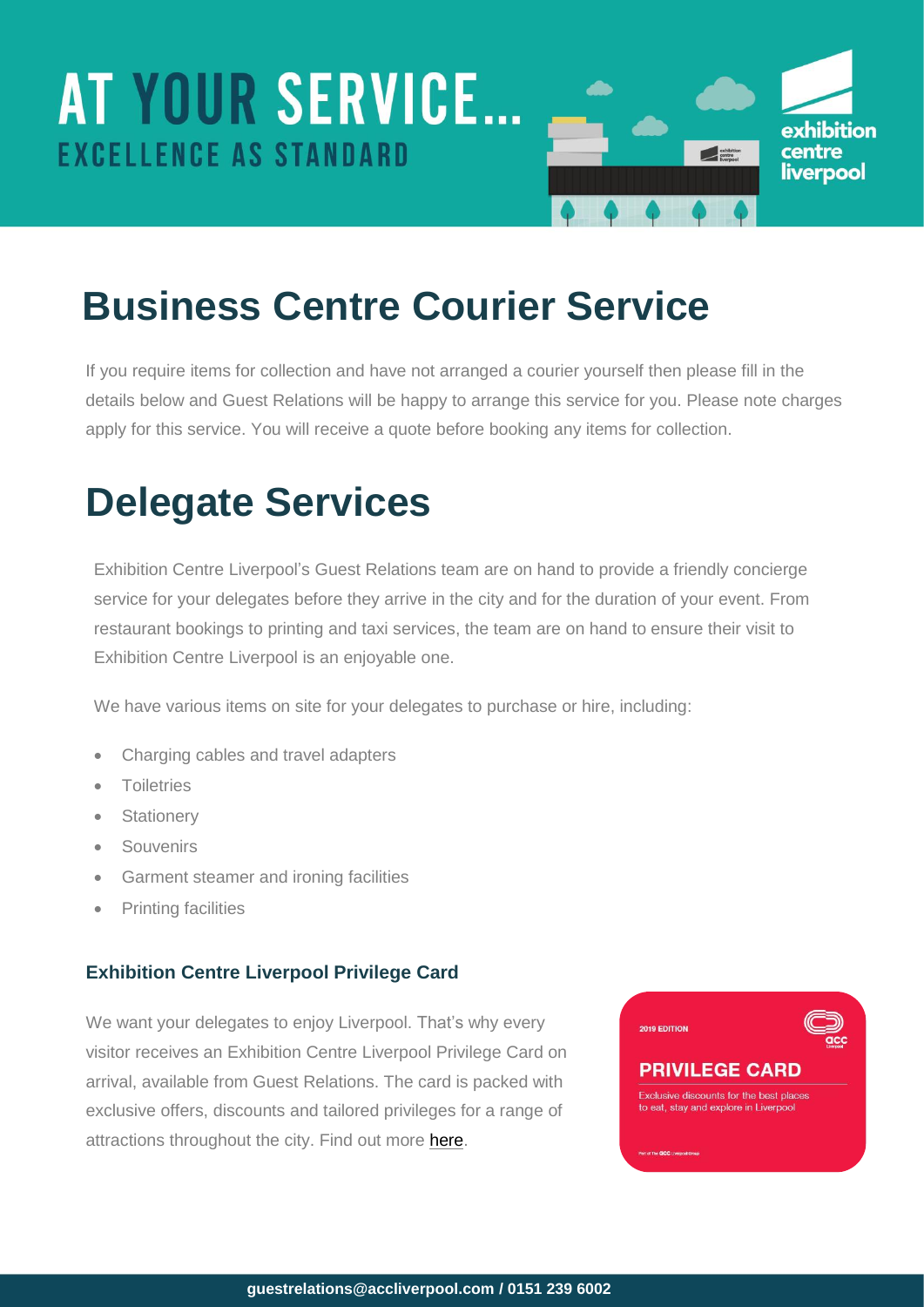# AT YOUR SERVICE...

EXCELLENCE AS STANDARD

## Business Centre Courier Service

If you require items for collection and have not arranged a courier yourself then please fill in the details below and Guest Relations will be happy to arrange this service for you. Please note charges apply for this service. You will receive a quote before booking any items for collection.

## Delegate Services

Exhibition Centre Liverpool's Guest Relations team are on hand to provide a friendly concierge service for your delegates before they arrive in the city and for the duration of your event. From restaurant bookings to printing and taxi services, the team are on hand to ensure their visit to Exhibition Centre Liverpool is an enjoyable one.

We have various items on site for your delegates to purchase or hire, including:

- Charging cables and travel adapters
- Toiletries
- Stationery
- Souvenirs
- Garment steamer and ironing facilities
- Printing facilities

### Exhibition Centre Liverpool Privilege Card

We want your delegates to enjoy Liverpool. That's why every visitor receives an Exhibition Centre Liverpool Privilege Card on arrival, available from Guest Relations. The card is packed with exclusive offers, discounts and tailored privileges for a range of attractions throughout the city. Find out more here.

**guestrelations@accliverpool.com / 0151 239 6002**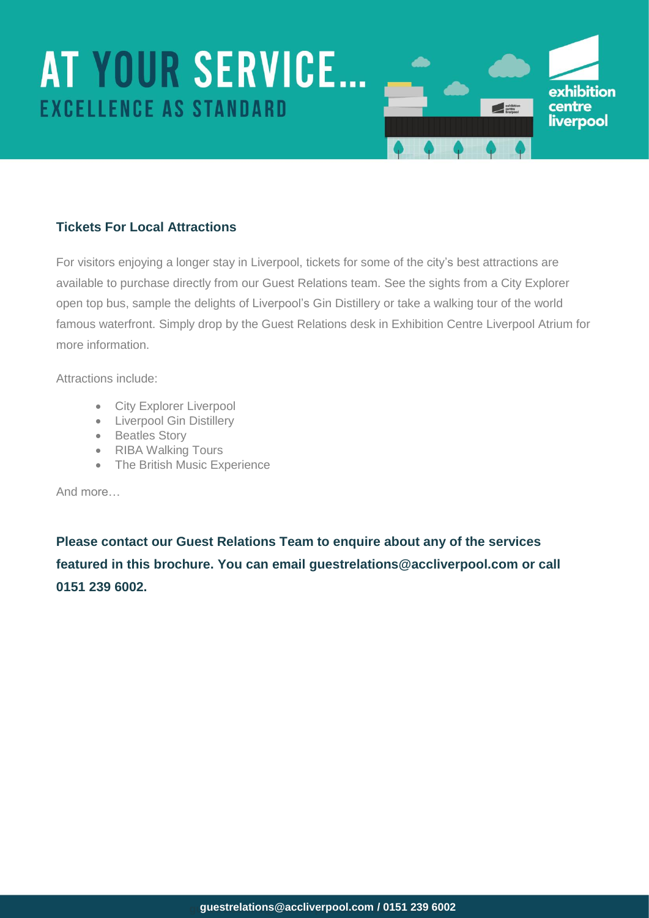## Tickets For Local Attractions

For visitors enjoying a longer stay in Liverpool, tickets for some of the city's best attractions are available to purchase directly from our Guest Relations team. See the sights from a City Explorer open top bus, sample the delights of Liverpool's Gin Distillery or take a walking tour of the world famous waterfront. Simply drop by the Guest Relations desk in Exhibition Centre Liverpool Atrium for more information.

Attractions include:

- City Explorer Liverpool
- Liverpool Gin Distillery
- Beatles Story
- RIBA Walking Tours
- The British Music Experience

And more…

**Please contact our Guest Relations Team to enquire about any of the services featured in this brochure. You can email guestrelations@accliverpool.com or call 0151 239 6002.**